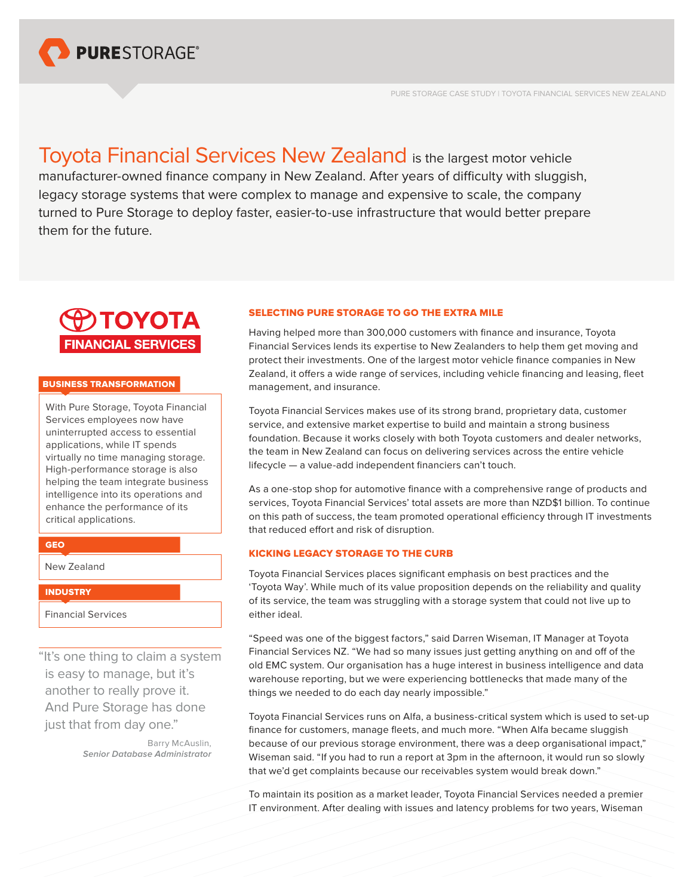PURESTORAGE®

PURE STORAGE CASE STUDY | TOYOTA FINANCIAL SERVICES NEW ZEALAND

# Toyota Financial Services New Zealand is the largest motor vehicle manufacturer-owned finance company in New Zealand. After years of difficulty with sluggish, legacy storage systems that were complex to manage and expensive to scale, the company turned to Pure Storage to deploy faster, easier-to-use infrastructure that would better prepare them for the future.

TOYOTA FINANCIAL SERVICES

**BUSINESS TRANSFORMATION**

With Pure Storage, Toyota Financial Services employees now have uninterrupted access to essential applications, while IT spends virtually no time managing storage. High-performance storage is also helping the team integrate business intelligence into its operations and enhance the performance of its critical applications.

**GEO**

New Zealand

**INDUSTRY**

Financial Services

"It's one thing to claim a system is easy to manage, but it's another to really prove it. And Pure Storage has done just that from day one."

Barry McAuslin,
*Senior Database Administrator*

## SELECTING PURE STORAGE TO GO THE EXTRA MILE

Having helped more than 300,000 customers with finance and insurance, Toyota Financial Services lends its expertise to New Zealanders to help them get moving and protect their investments. One of the largest motor vehicle finance companies in New Zealand, it offers a wide range of services, including vehicle financing and leasing, fleet management, and insurance.

Toyota Financial Services makes use of its strong brand, proprietary data, customer service, and extensive market expertise to build and maintain a strong business foundation. Because it works closely with both Toyota customers and dealer networks, the team in New Zealand can focus on delivering services across the entire vehicle lifecycle — a value-add independent financiers can't touch.

As a one-stop shop for automotive finance with a comprehensive range of products and services, Toyota Financial Services' total assets are more than NZD$1 billion. To continue on this path of success, the team promoted operational efficiency through IT investments that reduced effort and risk of disruption.

## KICKING LEGACY STORAGE TO THE CURB

Toyota Financial Services places significant emphasis on best practices and the 'Toyota Way'. While much of its value proposition depends on the reliability and quality of its service, the team was struggling with a storage system that could not live up to either ideal.

"Speed was one of the biggest factors," said Darren Wiseman, IT Manager at Toyota Financial Services NZ. "We had so many issues just getting anything on and off of the old EMC system. Our organisation has a huge interest in business intelligence and data warehouse reporting, but we were experiencing bottlenecks that made many of the things we needed to do each day nearly impossible."

Toyota Financial Services runs on Alfa, a business-critical system which is used to set-up finance for customers, manage fleets, and much more. "When Alfa became sluggish because of our previous storage environment, there was a deep organisational impact," Wiseman said. "If you had to run a report at 3pm in the afternoon, it would run so slowly that we'd get complaints because our receivables system would break down."

To maintain its position as a market leader, Toyota Financial Services needed a premier IT environment. After dealing with issues and latency problems for two years, Wiseman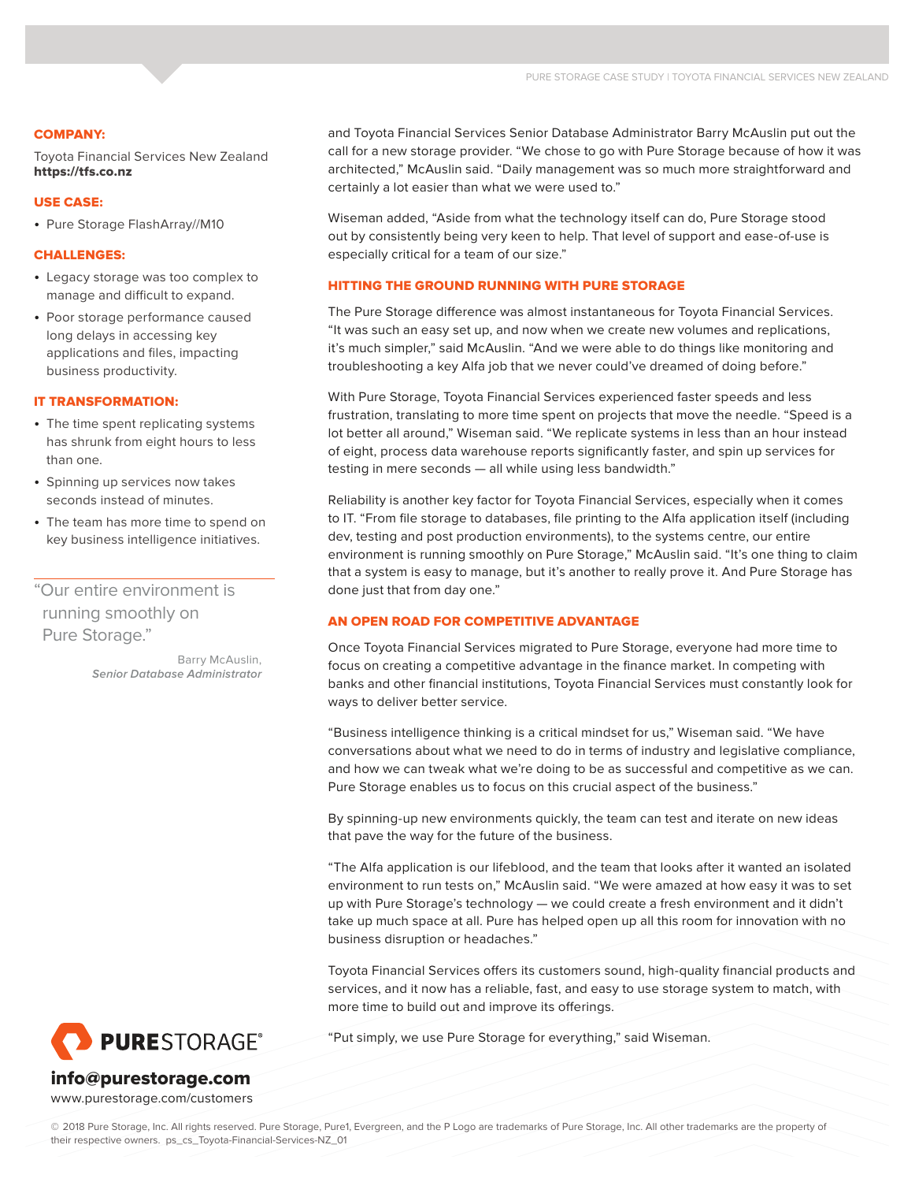**COMPANY:**

Toyota Financial Services New Zealand
**https://tfs.co.nz**

**USE CASE:**

- Pure Storage FlashArray//M10

**CHALLENGES:**

- Legacy storage was too complex to manage and difficult to expand.
- Poor storage performance caused long delays in accessing key applications and files, impacting business productivity.

**IT TRANSFORMATION:**

- The time spent replicating systems has shrunk from eight hours to less than one.
- Spinning up services now takes seconds instead of minutes.
- The team has more time to spend on key business intelligence initiatives.

"Our entire environment is running smoothly on Pure Storage."

Barry McAuslin,
*Senior Database Administrator*

and Toyota Financial Services Senior Database Administrator Barry McAuslin put out the call for a new storage provider. "We chose to go with Pure Storage because of how it was architected," McAuslin said. "Daily management was so much more straightforward and certainly a lot easier than what we were used to."

Wiseman added, "Aside from what the technology itself can do, Pure Storage stood out by consistently being very keen to help. That level of support and ease-of-use is especially critical for a team of our size."

## HITTING THE GROUND RUNNING WITH PURE STORAGE

The Pure Storage difference was almost instantaneous for Toyota Financial Services. "It was such an easy set up, and now when we create new volumes and replications, it's much simpler," said McAuslin. "And we were able to do things like monitoring and troubleshooting a key Alfa job that we never could've dreamed of doing before."

With Pure Storage, Toyota Financial Services experienced faster speeds and less frustration, translating to more time spent on projects that move the needle. "Speed is a lot better all around," Wiseman said. "We replicate systems in less than an hour instead of eight, process data warehouse reports significantly faster, and spin up services for testing in mere seconds — all while using less bandwidth."

Reliability is another key factor for Toyota Financial Services, especially when it comes to IT. "From file storage to databases, file printing to the Alfa application itself (including dev, testing and post production environments), to the systems centre, our entire environment is running smoothly on Pure Storage," McAuslin said. "It's one thing to claim that a system is easy to manage, but it's another to really prove it. And Pure Storage has done just that from day one."

## AN OPEN ROAD FOR COMPETITIVE ADVANTAGE

Once Toyota Financial Services migrated to Pure Storage, everyone had more time to focus on creating a competitive advantage in the finance market. In competing with banks and other financial institutions, Toyota Financial Services must constantly look for ways to deliver better service.

"Business intelligence thinking is a critical mindset for us," Wiseman said. "We have conversations about what we need to do in terms of industry and legislative compliance, and how we can tweak what we're doing to be as successful and competitive as we can. Pure Storage enables us to focus on this crucial aspect of the business."

By spinning-up new environments quickly, the team can test and iterate on new ideas that pave the way for the future of the business.

"The Alfa application is our lifeblood, and the team that looks after it wanted an isolated environment to run tests on," McAuslin said. "We were amazed at how easy it was to set up with Pure Storage's technology — we could create a fresh environment and it didn't take up much space at all. Pure has helped open up all this room for innovation with no business disruption or headaches."

Toyota Financial Services offers its customers sound, high-quality financial products and services, and it now has a reliable, fast, and easy to use storage system to match, with more time to build out and improve its offerings.

"Put simply, we use Pure Storage for everything," said Wiseman.

PURESTORAGE®

**info@purestorage.com**
www.purestorage.com/customers

© 2018 Pure Storage, Inc. All rights reserved. Pure Storage, Pure1, Evergreen, and the P Logo are trademarks of Pure Storage, Inc. All other trademarks are the property of their respective owners. ps_cs_Toyota-Financial-Services-NZ_01